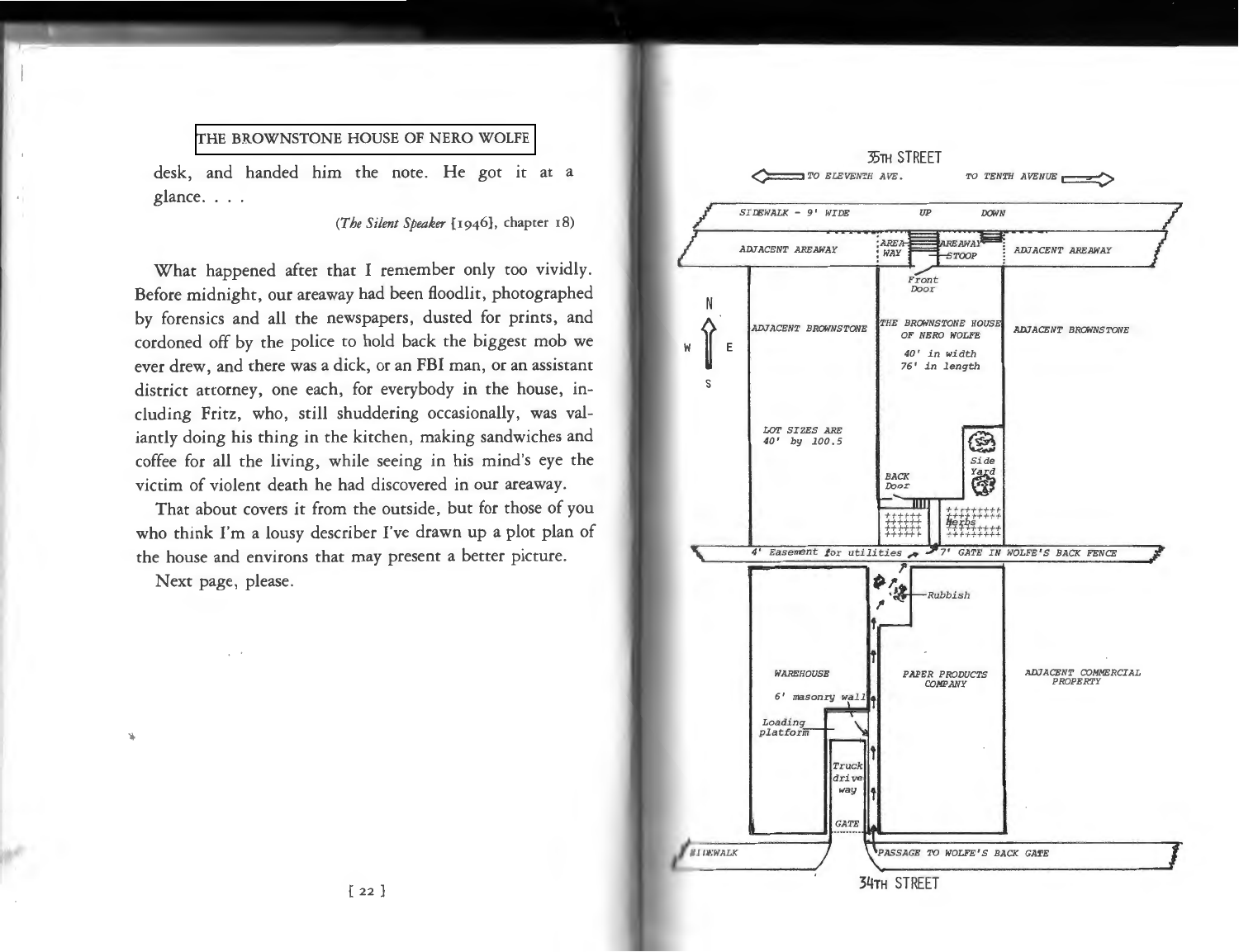desk, and handed him the note. He got it at a glance. . . .

(*The Silent Speaker* [1946], chapter 18)

What happened after that I remember only too vividly. Before midnight, our areaway had been floodlit, photographed by forensics and all the newspapers, dusted for prints, and cordoned off by the police to hold back the biggest mob we ever drew, and there was a dick, or an FBI man, or an assistant district attorney, one each, for everybody in the house, including Fritz, who, still shuddering occasionally, was valiantly doing his thing in the kitchen, making sandwiches and coffee for all the living, while seeing in his mind's eye the victim of violent death he had discovered in our areaway.

That about covers it from the outside, but for those of you who think I'm a lousy describer I've drawn up a plot plan of the house and environs that may present a better picture.

Next page, please.

35TH STREET

TO ELEVENTH AVE. — TO TENTH AVENUE

SIDEWALK - 9' WIDE — UP — DOWN

ADJACENT AREAWAY — AREA-WAY — AREAWAY — STOOP — ADJACENT AREAWAY

Front Door

N W E S

ADJACENT BROWNSTONE — THE BROWNSTONE HOUSE OF NERO WOLFE 40' in width 76' in length — ADJACENT BROWNSTONE

LOT SIZES ARE 40' by 100.5

Side Yard

BACK Door

Herbs

4' Easement for utilities — 7' GATE IN WOLFE'S BACK FENCE

Rubbish

WAREHOUSE — PAPER PRODUCTS COMPANY — ADJACENT COMMERCIAL PROPERTY

6' masonry wall

Loading platform

Truck drive way

GATE

SIDEWALK — PASSAGE TO WOLFE'S BACK GATE

34TH STREET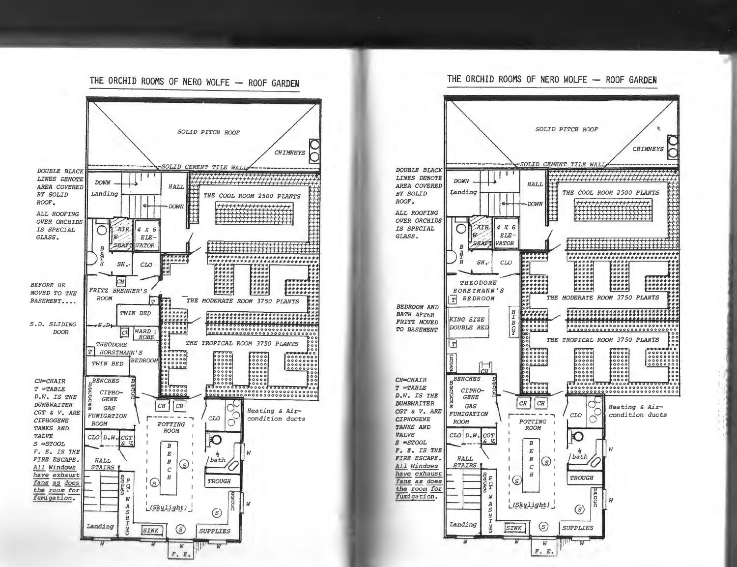## THE ORCHID ROOMS OF NERO WOLFE — ROOF GARDEN

SOLID PITCH ROOF

CHIMNEYS

SOLID CEMENT TILE WALL

DOUBLE BLACK LINES DENOTE AREA COVERED BY SOLID ROOF.

ALL ROOFING OVER ORCHIDS IS SPECIAL GLASS.

DOWN

Landing

HALL

DOWN

THE COOL ROOM 2500 PLANTS

AIR W SHAFT

4 X 6 ELEVATOR

BATH

SH.

CLO

CH

BEFORE HE MOVED TO THE BASEMENT....

FRITZ BRENNER'S ROOM

T

THE MODERATE ROOM 3750 PLANTS

TWIN BED

S.D. SLIDING DOOR

S.D.

CH

WARD ROBE

THEODORE HORSTMANN'S BEDROOM

T

TWIN BED

THE TROPICAL ROOM 3750 PLANTS

CH=CHAIR
T =TABLE
D.W. IS THE DUMBWAITER
CGT & V. ARE CIPHOGENE TANKS AND VALVE
S =STOOL
F. E. IS THE FIRE ESCAPE.
All Windows have exhaust fans as does the room for fumigation.

BENCHES

Benches

Bench

CIPHOGENE GAS FUMIGATION ROOM

CH

CH

CLO

Heating & Air-condition ducts

POTTING ROOM

CLO

D.W.

CGT & V.

BENCH

S

½ bath

W

HALL STAIRS

Racks

POT WASHING

S

TROUGH

Bench

W

(Skylight)

S

Landing

SINK

S

SUPPLIES

W

W

W

W

F. E.

---

## THE ORCHID ROOMS OF NERO WOLFE — ROOF GARDEN

SOLID PITCH ROOF

CHIMNEYS

SOLID CEMENT TILE WALL

DOUBLE BLACK LINES DENOTE AREA COVERED BY SOLID ROOF.

ALL ROOFING OVER ORCHIDS IS SPECIAL GLASS.

DOWN

Landing

HALL

DOWN

THE COOL ROOM 2500 PLANTS

AIR W SHAFT

4 X 6 ELEVATOR

BATH

SH.

CLO

THEODORE HORSTMANN'S BEDROOM

T

THE MODERATE ROOM 3750 PLANTS

BEDROOM AND BATH AFTER FRITZ MOVED TO BASEMENT

KING SIZE DOUBLE BED

HIBOY

T

THE TROPICAL ROOM 3750 PLANTS

Chest

CH

CH=CHAIR
T =TABLE
D.W. IS THE DUMBWAITER
CGT & V. ARE CIPHOGENE TANKS AND VALVE
S =STOOL
F. E. IS THE FIRE ESCAPE.
All Windows have exhaust fans as does the room for fumigation.

BENCHES

Benches

Bench

CIPHOGENE GAS FUMIGATION ROOM

CH

CH

CLO

Heating & Air-condition ducts

POTTING ROOM

CLO

D.W.

CGT & V.

BENCH

S

½ bath

W

HALL STAIRS

Racks

POT WASHING

S

TROUGH

Bench

W

(Skylight)

S

Landing

SINK

S

SUPPLIES

W

W

W

W

F. E.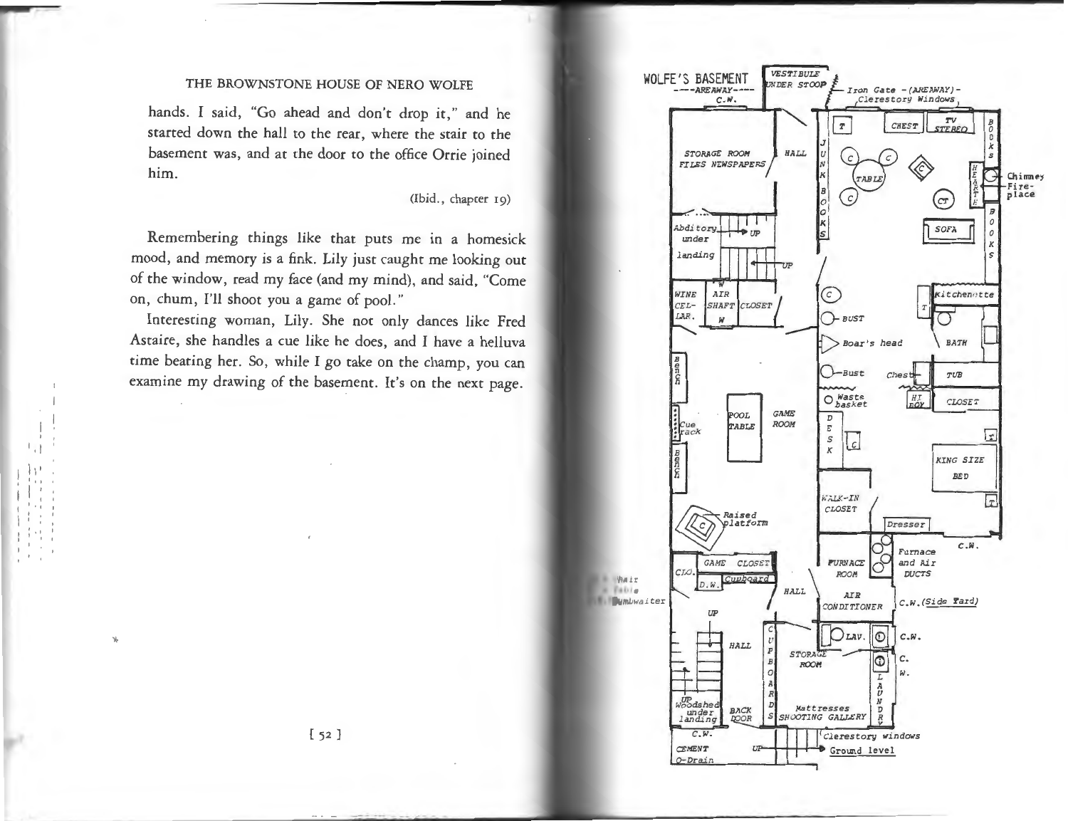hands. I said, "Go ahead and don't drop it," and he started down the hall to the rear, where the stair to the basement was, and at the door to the office Orrie joined him.

(Ibid., chapter 19)

Remembering things like that puts me in a homesick mood, and memory is a fink. Lily just caught me looking out of the window, read my face (and my mind), and said, "Come on, chum, I'll shoot you a game of pool."

Interesting woman, Lily. She not only dances like Fred Astaire, she handles a cue like he does, and I have a helluva time beating her. So, while I go take on the champ, you can examine my drawing of the basement. It's on the next page.

WOLFE'S BASEMENT

----AREAWAY----

C.W.

VESTIBULE UNDER STOOP

Iron Gate - (AREAWAY) -

Clerestory Windows

STORAGE ROOM FILES NEWSPAPERS

HALL

JUNK BOOKS

T

CHEST

TV STEREO

BOOKS

C

C

TABLE

C

C

HEARTH

Chimney Fire-place

CT

BOOKS

SOFA

Abditory under landing

UP

UP

WINE CELLAR

AIR SHAFT

CLOSET

C

BUST

Kitchenette

T

Boar's head

BATH

Bust

Chest

TUB

Waste basket

HI BOY

CLOSET

Bench

POOL TABLE

GAME ROOM

Cue rack

Bench

DESK

C

T

KING SIZE BED

T

Raised platform

C

WALK-IN CLOSET

Dresser

C.W.

Furnace and Air DUCTS

GAME CLOSET

CLO.

D.W.

Cupboard

FURNACE ROOM

Chair

Table

Dumbwaiter

HALL

AIR CONDITIONER

C.W. (Side Yard)

UP

HALL

CUPBOARDS

LAV.

C.W.

STORAGE ROOM

C. W.

LAUNDRY

UP Woodshed under landing

BACK DOOR

Mattresses SHOOTING GALLERY

C.W.

CEMENT

O-Drain

UP

Clerestory windows

Ground level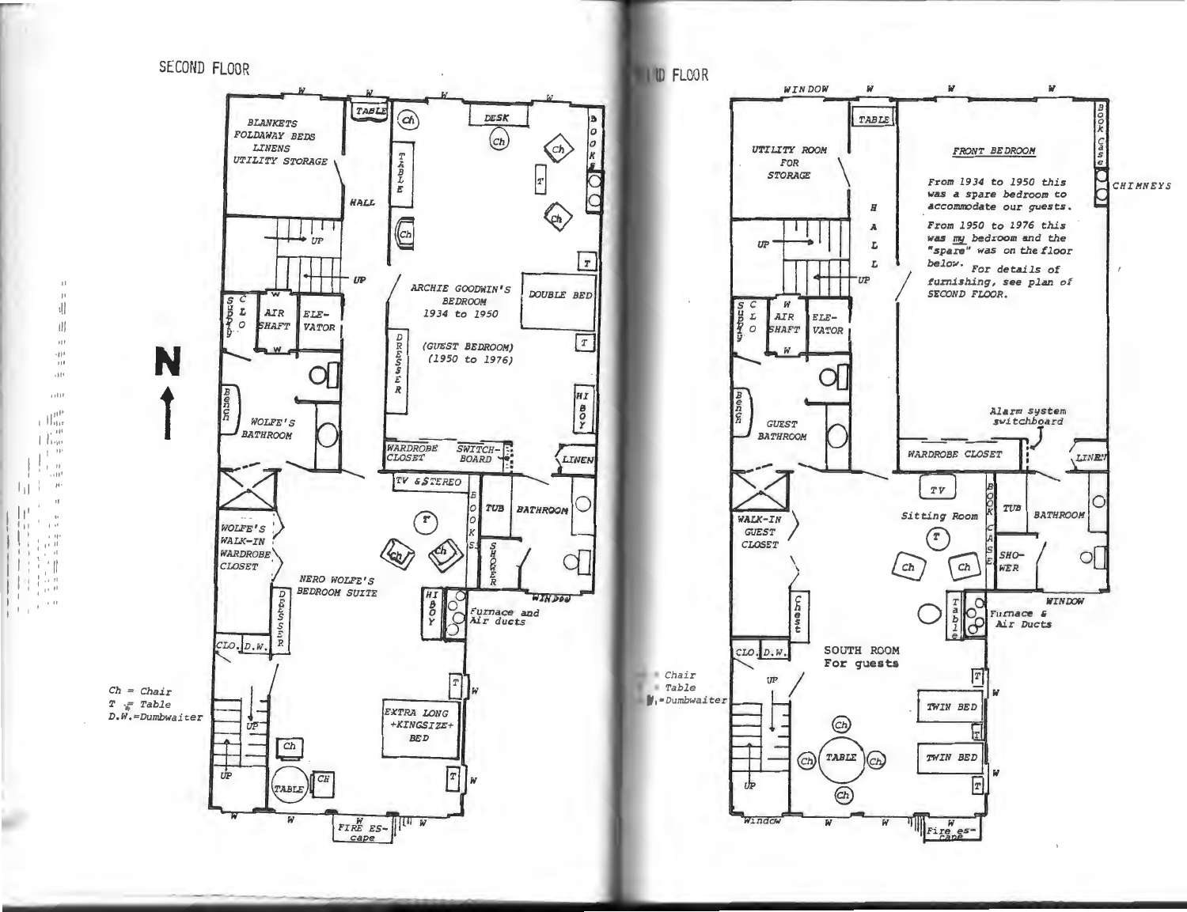## SECOND FLOOR

W W W W

BLANKETS
FOLDAWAY BEDS
LINENS
UTILITY STORAGE

TABLE

Ch

DESK

Ch

Ch

TABLE

BOOKS

T

HALL

Ch

Ch

UP

UP

T

ARCHIE GOODWIN'S BEDROOM
1934 to 1950

DOUBLE BED

SUPPLY

CLO

W

AIR SHAFT

ELEVATOR

W

(GUEST BEDROOM)
(1950 to 1976)

DRESSER

T

Bench

WOLFE'S BATHROOM

HI BOY

WARDROBE CLOSET

SWITCHBOARD

LINEN

TV & STEREO

T

BOOKS

TUB

BATHROOM

WOLFE'S WALK-IN WARDROBE CLOSET

Ch

Ch

SHOWER

NERO WOLFE'S BEDROOM SUITE

WINDOW

DRESSER

HI BOY

Furnace and Air ducts

CLO.

D.W.

T

W

UP

EXTRA LONG +KINGSIZE+ BED

Ch

UP

TABLE

CH

T

W

W

W

W FIRE ES-cape

W

Ch = Chair
T = Table
D.W.=Dumbwaiter

N

## THIRD FLOOR

WINDOW W W W

TABLE

UTILITY ROOM FOR STORAGE

FRONT BEDROOM

From 1934 to 1950 this was a spare bedroom to accommodate our guests.

From 1950 to 1976 this was *my* bedroom and the "spare" was on the floor below. For details of furnishing, see plan of SECOND FLOOR.

BOOK Case

CHIMNEYS

HALL

UP

UP

SUPPLY

CLO

W

AIR SHAFT

ELEVATOR

W

Bench

GUEST BATHROOM

Alarm system switchboard

WARDROBE CLOSET

LINEN

TV

BOOK CASE

TUB

BATHROOM

WALK-IN GUEST CLOSET

Sitting Room

T

SHOWER

Ch

Ch

WINDOW

Chest

Table

Furnace & Air Ducts

CLO.

D.W.

SOUTH ROOM
For guests

T

W

UP

TWIN BED

Ch

T

Ch

TABLE

Ch

TWIN BED

W

UP

Ch

T

Window

W

W

W Fire es-cape

Ch = Chair
T = Table
D.W. = Dumbwaiter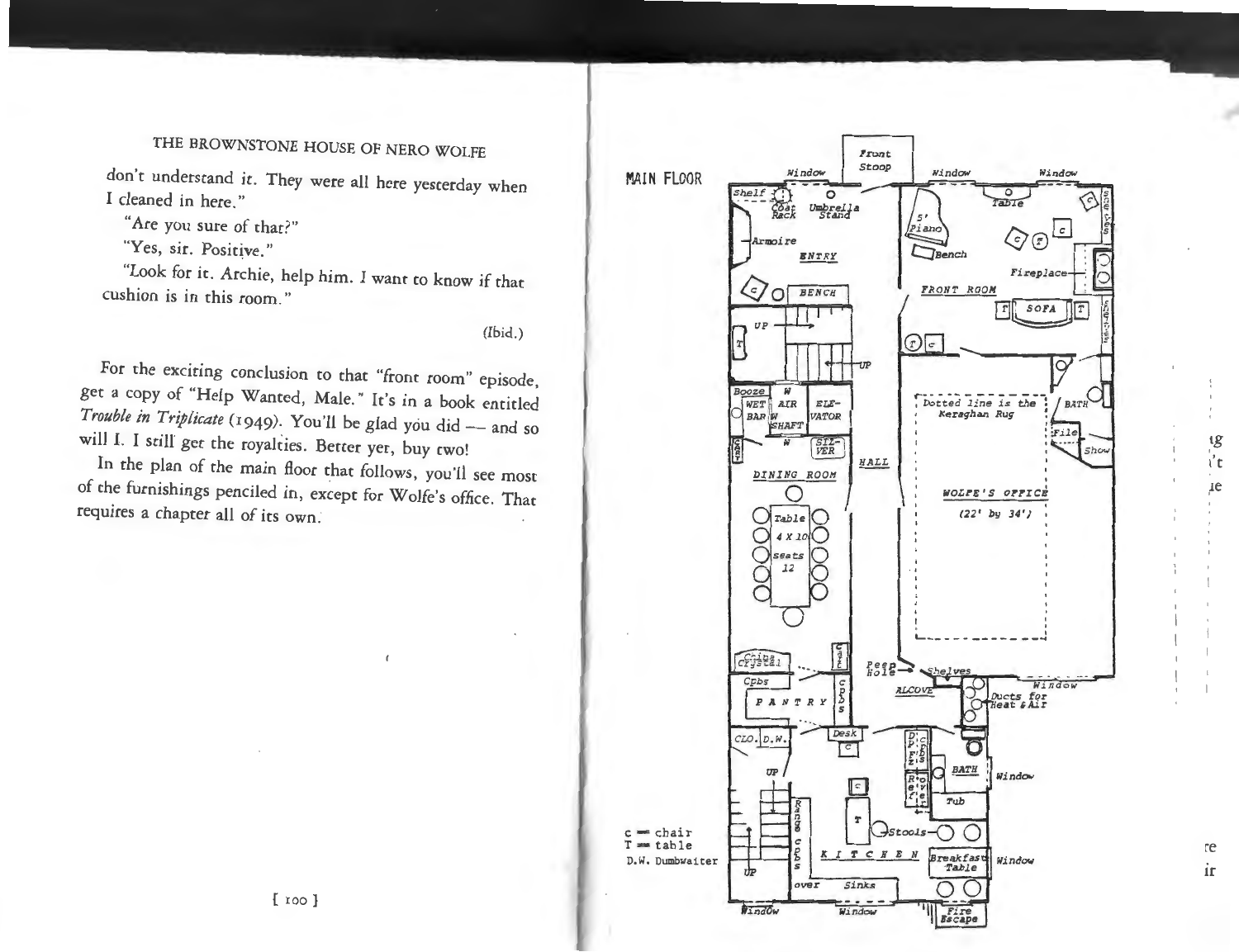don't understand it. They were all here yesterday when I cleaned in here."

"Are you sure of that?"

"Yes, sir. Positive."

"Look for it. Archie, help him. I want to know if that cushion is in this room."

(Ibid.)

For the exciting conclusion to that "front room" episode, get a copy of "Help Wanted, Male." It's in a book entitled *Trouble in Triplicate* (1949). You'll be glad you did — and so will I. I still get the royalties. Better yet, buy two!

In the plan of the main floor that follows, you'll see most of the furnishings penciled in, except for Wolfe's office. That requires a chapter all of its own.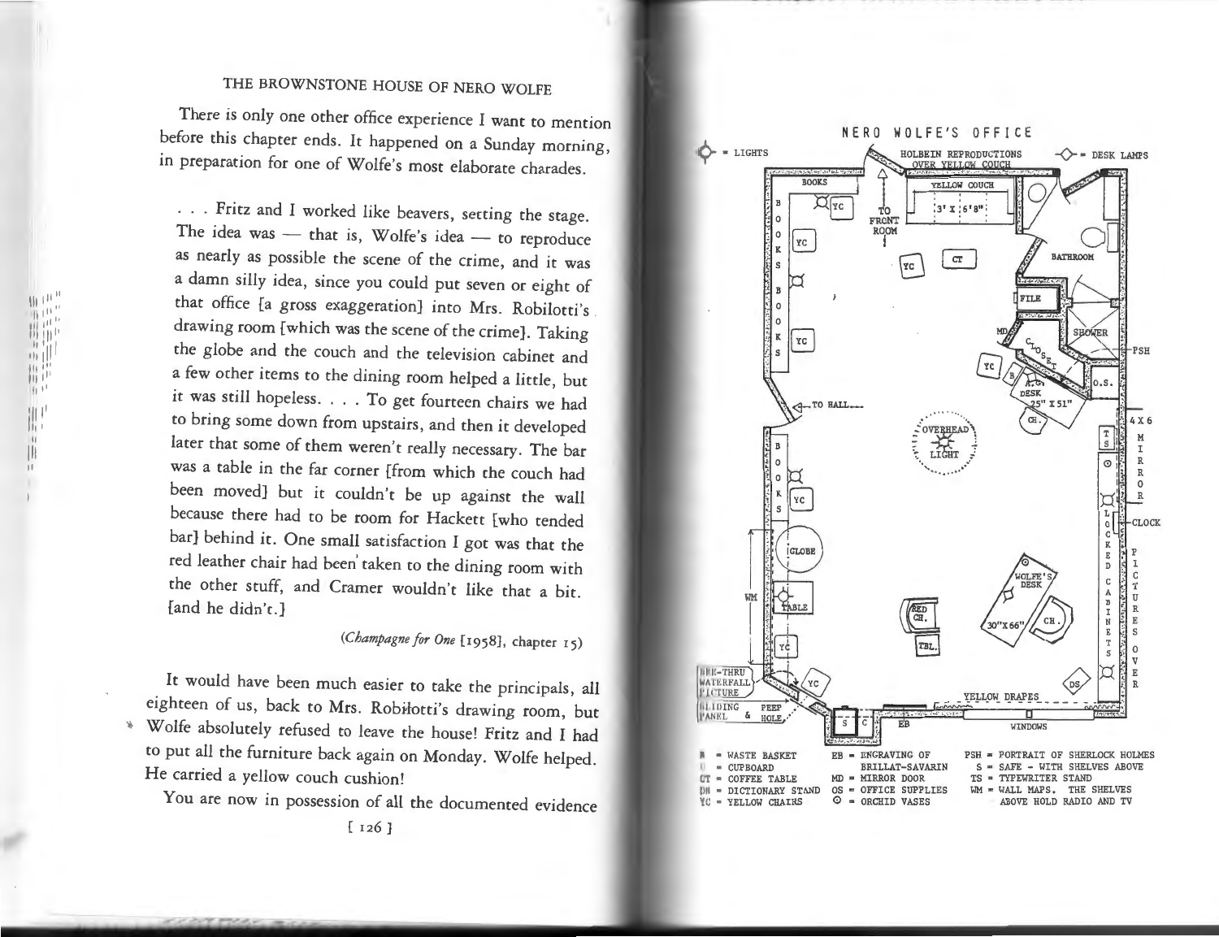There is only one other office experience I want to mention before this chapter ends. It happened on a Sunday morning, in preparation for one of Wolfe's most elaborate charades.

> . . . Fritz and I worked like beavers, setting the stage. The idea was — that is, Wolfe's idea — to reproduce as nearly as possible the scene of the crime, and it was a damn silly idea, since you could put seven or eight of that office [a gross exaggeration] into Mrs. Robilotti's drawing room [which was the scene of the crime]. Taking the globe and the couch and the television cabinet and a few other items to the dining room helped a little, but it was still hopeless. . . . To get fourteen chairs we had to bring some down from upstairs, and then it developed later that some of them weren't really necessary. The bar was a table in the far corner [from which the couch had been moved] but it couldn't be up against the wall because there had to be room for Hackett [who tended bar] behind it. One small satisfaction I got was that the red leather chair had been taken to the dining room with the other stuff, and Cramer wouldn't like that a bit. [and he didn't.]
>
> (*Champagne for One* [1958], chapter 15)

It would have been much easier to take the principals, all eighteen of us, back to Mrs. Robilotti's drawing room, but Wolfe absolutely refused to leave the house! Fritz and I had to put all the furniture back again on Monday. Wolfe helped. He carried a yellow couch cushion!

You are now in possession of all the documented evidence

NERO WOLFE'S OFFICE

= LIGHTS

= DESK LAMPS

HOLBEIN REPRODUCTIONS OVER YELLOW COUCH

BOOKS

YELLOW COUCH

3' X 6'8"

TO FRONT ROOM

YC

CT

BATHROOM

FILE

MD

SHOWER

CLOSET

PSH

B

DESK 25" X 51"

CH.

O.S.

TO HALL

OVERHEAD LIGHT

4 X 6 MIRROR

TS

CLOCK

LOCKED CABINETS

PICTURES OVER

GLOBE

TABLE

WM

RED CH.

TBL.

WOLFE'S DESK

30"X 66"

DS

SEE-THRU WATERFALL PICTURE

SLIDING PANEL & PEEP HOLE

S C

EB

YELLOW DRAPES

WINDOWS

B = WASTE BASKET
C = CUPBOARD
CT = COFFEE TABLE
DS = DICTIONARY STAND
YC = YELLOW CHAIRS

EB = ENGRAVING OF BRILLAT-SAVARIN
MD = MIRROR DOOR
OS = OFFICE SUPPLIES
⊙ = ORCHID VASES

PSH = PORTRAIT OF SHERLOCK HOLMES
S = SAFE - WITH SHELVES ABOVE
TS = TYPEWRITER STAND
WM = WALL MAPS. THE SHELVES ABOVE HOLD RADIO AND TV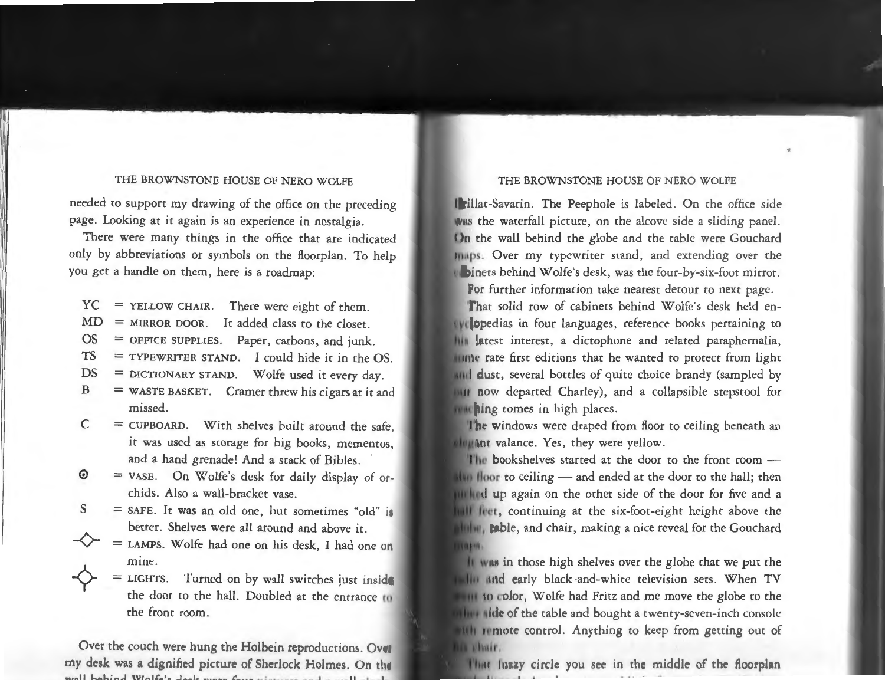needed to support my drawing of the office on the preceding page. Looking at it again is an experience in nostalgia.

There were many things in the office that are indicated only by abbreviations or symbols on the floorplan. To help you get a handle on them, here is a roadmap:

- YC = YELLOW CHAIR. There were eight of them.
- MD = MIRROR DOOR. It added class to the closet.
- OS = OFFICE SUPPLIES. Paper, carbons, and junk.
- TS = TYPEWRITER STAND. I could hide it in the OS.
- DS = DICTIONARY STAND. Wolfe used it every day.
- B = WASTE BASKET. Cramer threw his cigars at it and missed.
- C = CUPBOARD. With shelves built around the safe, it was used as storage for big books, mementos, and a hand grenade! And a stack of Bibles.
- ⊙ = VASE. On Wolfe's desk for daily display of orchids. Also a wall-bracket vase.
- S = SAFE. It was an old one, but sometimes "old" is better. Shelves were all around and above it.
- -◇- = LAMPS. Wolfe had one on his desk, I had one on mine.
- -◇- = LIGHTS. Turned on by wall switches just inside the door to the hall. Doubled at the entrance to the front room.

Over the couch were hung the Holbein reproductions. Over my desk was a dignified picture of Sherlock Holmes. On the wall behind Wolfe's desk were four pictures and a wall clock

Brillat-Savarin. The Peephole is labeled. On the office side was the waterfall picture, on the alcove side a sliding panel. On the wall behind the globe and the table were Gouchard maps. Over my typewriter stand, and extending over the cabinets behind Wolfe's desk, was the four-by-six-foot mirror.

For further information take nearest detour to next page.

That solid row of cabinets behind Wolfe's desk held encyclopedias in four languages, reference books pertaining to his latest interest, a dictophone and related paraphernalia, some rare first editions that he wanted to protect from light and dust, several bottles of quite choice brandy (sampled by our now departed Charley), and a collapsible stepstool for reaching tomes in high places.

The windows were draped from floor to ceiling beneath an elegant valance. Yes, they were yellow.

The bookshelves started at the door to the front room — also floor to ceiling — and ended at the door to the hall; then picked up again on the other side of the door for five and a half feet, continuing at the six-foot-eight height above the globe, table, and chair, making a nice reveal for the Gouchard maps.

It was in those high shelves over the globe that we put the radio and early black-and-white television sets. When TV went to color, Wolfe had Fritz and me move the globe to the other side of the table and bought a twenty-seven-inch console with remote control. Anything to keep from getting out of his chair.

That fuzzy circle you see in the middle of the floorplan